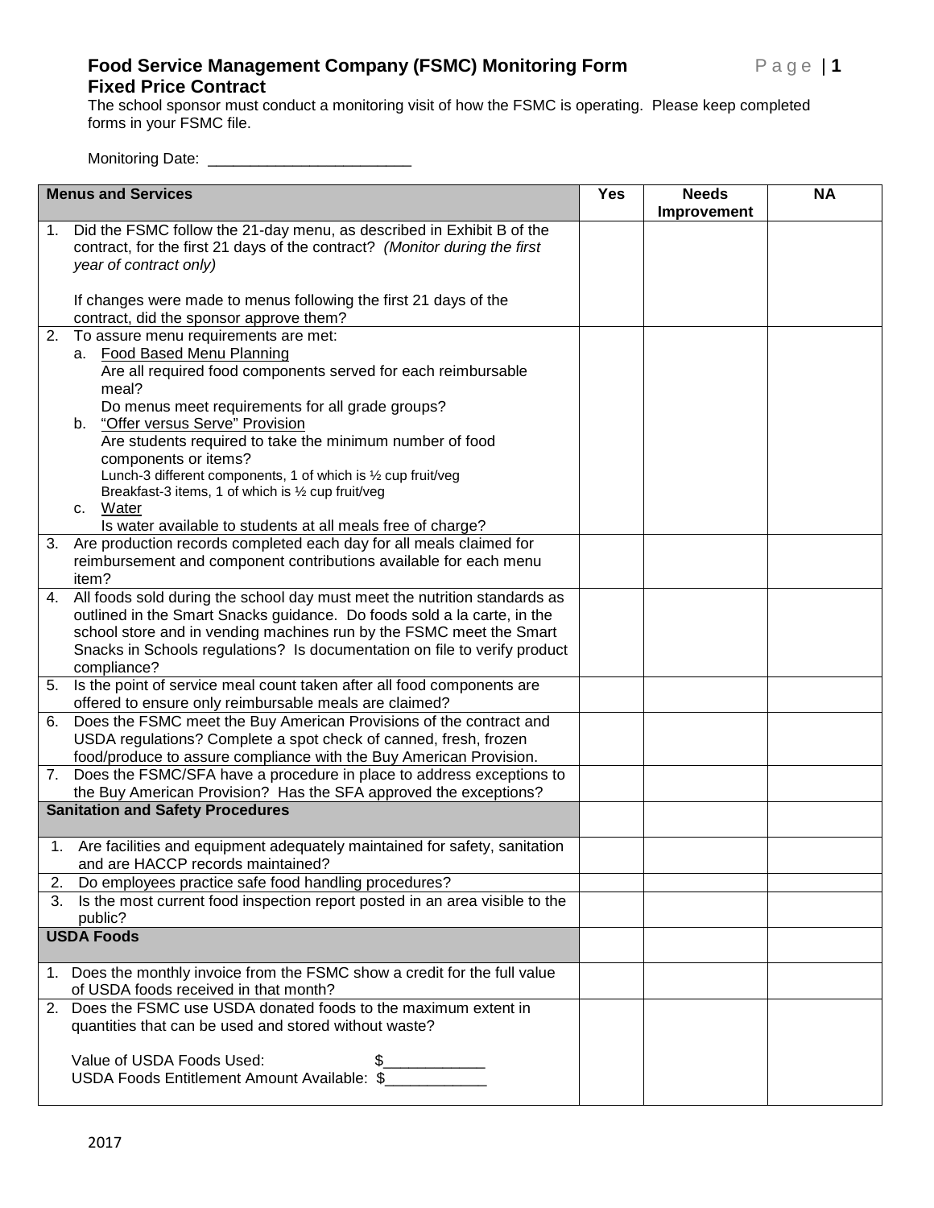# Food Service Management Company (FSMC) Monitoring Form
## Fixed Price Contract

The school sponsor must conduct a monitoring visit of how the FSMC is operating. Please keep completed forms in your FSMC file.

Monitoring Date: ________________________

| Menus and Services | Yes | Needs Improvement | NA |
|---|---|---|---|
| 1. Did the FSMC follow the 21-day menu, as described in Exhibit B of the contract, for the first 21 days of the contract? *(Monitor during the first year of contract only)*<br><br>If changes were made to menus following the first 21 days of the contract, did the sponsor approve them? | | | |
| 2. To assure menu requirements are met:<br>a. Food Based Menu Planning<br>Are all required food components served for each reimbursable meal?<br>Do menus meet requirements for all grade groups?<br>b. "Offer versus Serve" Provision<br>Are students required to take the minimum number of food components or items?<br>Lunch-3 different components, 1 of which is ½ cup fruit/veg<br>Breakfast-3 items, 1 of which is ½ cup fruit/veg<br>c. Water<br>Is water available to students at all meals free of charge? | | | |
| 3. Are production records completed each day for all meals claimed for reimbursement and component contributions available for each menu item? | | | |
| 4. All foods sold during the school day must meet the nutrition standards as outlined in the Smart Snacks guidance. Do foods sold a la carte, in the school store and in vending machines run by the FSMC meet the Smart Snacks in Schools regulations? Is documentation on file to verify product compliance? | | | |
| 5. Is the point of service meal count taken after all food components are offered to ensure only reimbursable meals are claimed? | | | |
| 6. Does the FSMC meet the Buy American Provisions of the contract and USDA regulations? Complete a spot check of canned, fresh, frozen food/produce to assure compliance with the Buy American Provision. | | | |
| 7. Does the FSMC/SFA have a procedure in place to address exceptions to the Buy American Provision? Has the SFA approved the exceptions? | | | |
| **Sanitation and Safety Procedures** | | | |
| 1. Are facilities and equipment adequately maintained for safety, sanitation and are HACCP records maintained? | | | |
| 2. Do employees practice safe food handling procedures? | | | |
| 3. Is the most current food inspection report posted in an area visible to the public? | | | |
| **USDA Foods** | | | |
| 1. Does the monthly invoice from the FSMC show a credit for the full value of USDA foods received in that month? | | | |
| 2. Does the FSMC use USDA donated foods to the maximum extent in quantities that can be used and stored without waste?<br><br>Value of USDA Foods Used: $____________<br>USDA Foods Entitlement Amount Available: $____________ | | | |

2017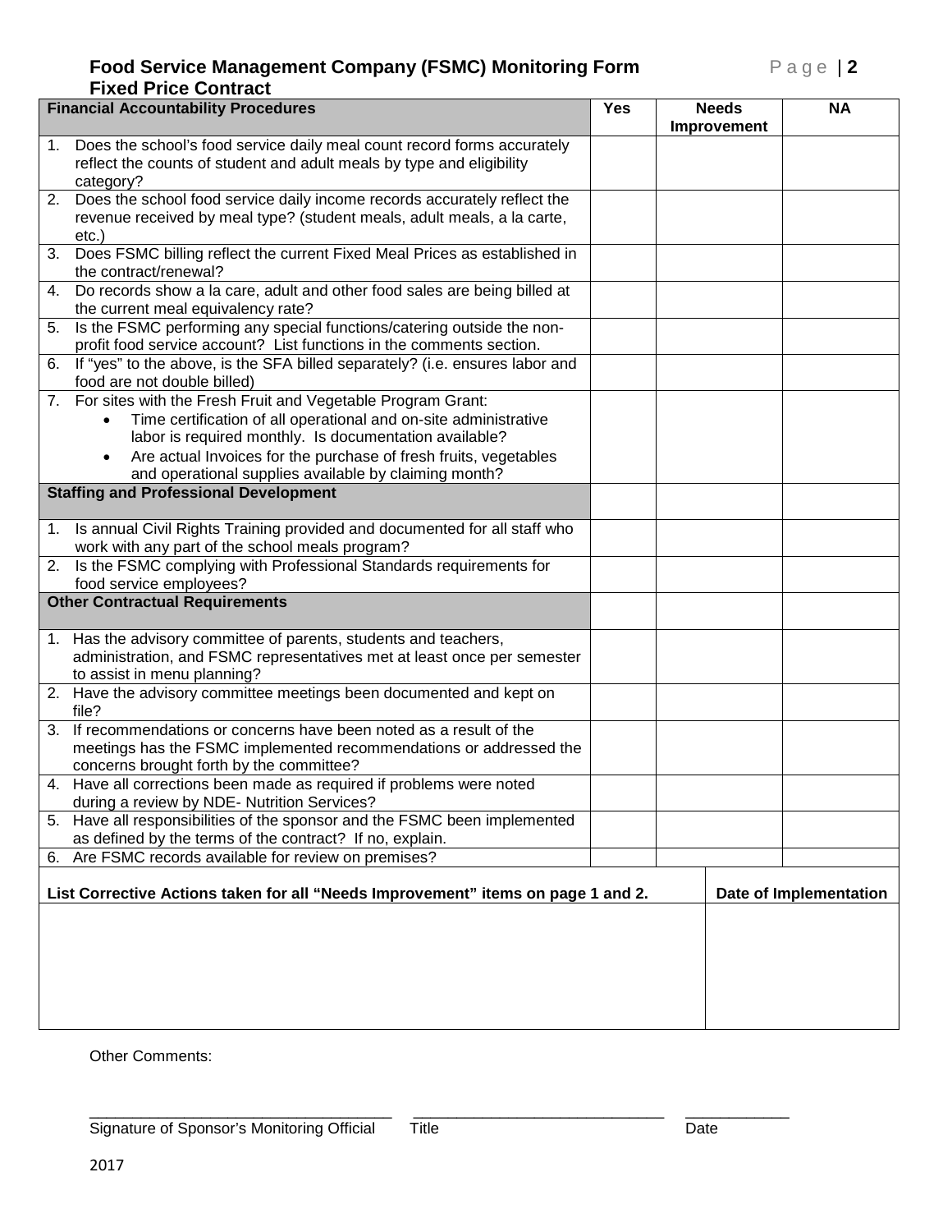## Food Service Management Company (FSMC) Monitoring Form
## Fixed Price Contract

| Financial Accountability Procedures | Yes | Needs Improvement | NA |
|---|---|---|---|
| 1. Does the school's food service daily meal count record forms accurately reflect the counts of student and adult meals by type and eligibility category? | | | |
| 2. Does the school food service daily income records accurately reflect the revenue received by meal type? (student meals, adult meals, a la carte, etc.) | | | |
| 3. Does FSMC billing reflect the current Fixed Meal Prices as established in the contract/renewal? | | | |
| 4. Do records show a la care, adult and other food sales are being billed at the current meal equivalency rate? | | | |
| 5. Is the FSMC performing any special functions/catering outside the non-profit food service account? List functions in the comments section. | | | |
| 6. If "yes" to the above, is the SFA billed separately? (i.e. ensures labor and food are not double billed) | | | |
| 7. For sites with the Fresh Fruit and Vegetable Program Grant: <br> • Time certification of all operational and on-site administrative labor is required monthly. Is documentation available? <br> • Are actual Invoices for the purchase of fresh fruits, vegetables and operational supplies available by claiming month? | | | |
| **Staffing and Professional Development** | | | |
| 1. Is annual Civil Rights Training provided and documented for all staff who work with any part of the school meals program? | | | |
| 2. Is the FSMC complying with Professional Standards requirements for food service employees? | | | |
| **Other Contractual Requirements** | | | |
| 1. Has the advisory committee of parents, students and teachers, administration, and FSMC representatives met at least once per semester to assist in menu planning? | | | |
| 2. Have the advisory committee meetings been documented and kept on file? | | | |
| 3. If recommendations or concerns have been noted as a result of the meetings has the FSMC implemented recommendations or addressed the concerns brought forth by the committee? | | | |
| 4. Have all corrections been made as required if problems were noted during a review by NDE- Nutrition Services? | | | |
| 5. Have all responsibilities of the sponsor and the FSMC been implemented as defined by the terms of the contract? If no, explain. | | | |
| 6. Are FSMC records available for review on premises? | | | |

| List Corrective Actions taken for all "Needs Improvement" items on page 1 and 2. | Date of Implementation |
|---|---|
| | |

Other Comments:

_________________________________ Signature of Sponsor's Monitoring Official

_________________________________ Title

____________ Date

2017